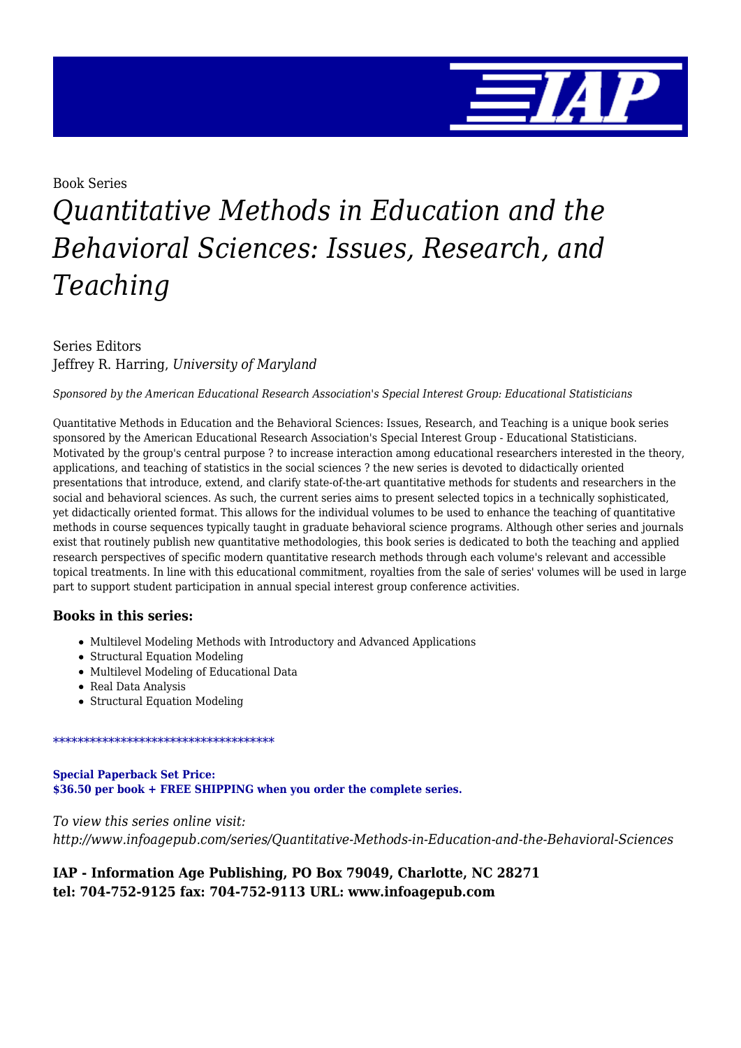Book Series

# *Quantitative Methods in Education and the Behavioral Sciences: Issues, Research, and Teaching*

Series Editors
Jeffrey R. Harring, *University of Maryland*

*Sponsored by the American Educational Research Association's Special Interest Group: Educational Statisticians*

Quantitative Methods in Education and the Behavioral Sciences: Issues, Research, and Teaching is a unique book series sponsored by the American Educational Research Association's Special Interest Group - Educational Statisticians. Motivated by the group's central purpose ? to increase interaction among educational researchers interested in the theory, applications, and teaching of statistics in the social sciences ? the new series is devoted to didactically oriented presentations that introduce, extend, and clarify state-of-the-art quantitative methods for students and researchers in the social and behavioral sciences. As such, the current series aims to present selected topics in a technically sophisticated, yet didactically oriented format. This allows for the individual volumes to be used to enhance the teaching of quantitative methods in course sequences typically taught in graduate behavioral science programs. Although other series and journals exist that routinely publish new quantitative methodologies, this book series is dedicated to both the teaching and applied research perspectives of specific modern quantitative research methods through each volume's relevant and accessible topical treatments. In line with this educational commitment, royalties from the sale of series' volumes will be used in large part to support student participation in annual special interest group conference activities.

### Books in this series:

- Multilevel Modeling Methods with Introductory and Advanced Applications
- Structural Equation Modeling
- Multilevel Modeling of Educational Data
- Real Data Analysis
- Structural Equation Modeling

************************************

**Special Paperback Set Price:**
**$36.50 per book + FREE SHIPPING when you order the complete series.**

*To view this series online visit:*
*http://www.infoagepub.com/series/Quantitative-Methods-in-Education-and-the-Behavioral-Sciences*

**IAP - Information Age Publishing, PO Box 79049, Charlotte, NC 28271**
**tel: 704-752-9125 fax: 704-752-9113 URL: www.infoagepub.com**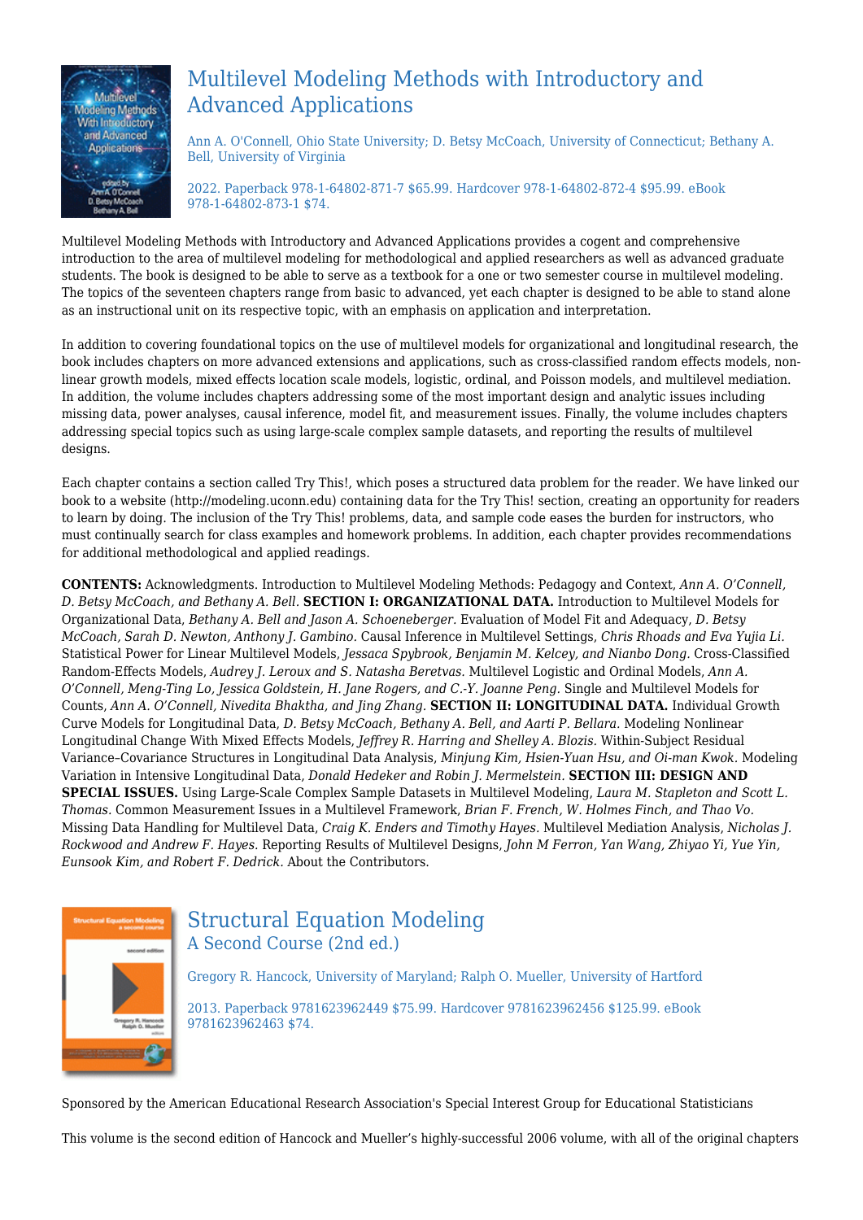## Multilevel Modeling Methods with Introductory and Advanced Applications

Ann A. O'Connell, Ohio State University; D. Betsy McCoach, University of Connecticut; Bethany A. Bell, University of Virginia

2022. Paperback 978-1-64802-871-7 $65.99. Hardcover 978-1-64802-872-4 $95.99. eBook 978-1-64802-873-1 $74.

Multilevel Modeling Methods with Introductory and Advanced Applications provides a cogent and comprehensive introduction to the area of multilevel modeling for methodological and applied researchers as well as advanced graduate students. The book is designed to be able to serve as a textbook for a one or two semester course in multilevel modeling. The topics of the seventeen chapters range from basic to advanced, yet each chapter is designed to be able to stand alone as an instructional unit on its respective topic, with an emphasis on application and interpretation.

In addition to covering foundational topics on the use of multilevel models for organizational and longitudinal research, the book includes chapters on more advanced extensions and applications, such as cross-classified random effects models, non-linear growth models, mixed effects location scale models, logistic, ordinal, and Poisson models, and multilevel mediation. In addition, the volume includes chapters addressing some of the most important design and analytic issues including missing data, power analyses, causal inference, model fit, and measurement issues. Finally, the volume includes chapters addressing special topics such as using large-scale complex sample datasets, and reporting the results of multilevel designs.

Each chapter contains a section called Try This!, which poses a structured data problem for the reader. We have linked our book to a website (http://modeling.uconn.edu) containing data for the Try This! section, creating an opportunity for readers to learn by doing. The inclusion of the Try This! problems, data, and sample code eases the burden for instructors, who must continually search for class examples and homework problems. In addition, each chapter provides recommendations for additional methodological and applied readings.

**CONTENTS:** Acknowledgments. Introduction to Multilevel Modeling Methods: Pedagogy and Context, *Ann A. O'Connell, D. Betsy McCoach, and Bethany A. Bell.* **SECTION I: ORGANIZATIONAL DATA.** Introduction to Multilevel Models for Organizational Data, *Bethany A. Bell and Jason A. Schoeneberger.* Evaluation of Model Fit and Adequacy, *D. Betsy McCoach, Sarah D. Newton, Anthony J. Gambino.* Causal Inference in Multilevel Settings, *Chris Rhoads and Eva Yujia Li.* Statistical Power for Linear Multilevel Models, *Jessaca Spybrook, Benjamin M. Kelcey, and Nianbo Dong.* Cross-Classified Random-Effects Models, *Audrey J. Leroux and S. Natasha Beretvas.* Multilevel Logistic and Ordinal Models, *Ann A. O'Connell, Meng-Ting Lo, Jessica Goldstein, H. Jane Rogers, and C.-Y. Joanne Peng.* Single and Multilevel Models for Counts, *Ann A. O'Connell, Nivedita Bhaktha, and Jing Zhang.* **SECTION II: LONGITUDINAL DATA.** Individual Growth Curve Models for Longitudinal Data, *D. Betsy McCoach, Bethany A. Bell, and Aarti P. Bellara.* Modeling Nonlinear Longitudinal Change With Mixed Effects Models, *Jeffrey R. Harring and Shelley A. Blozis.* Within-Subject Residual Variance–Covariance Structures in Longitudinal Data Analysis, *Minjung Kim, Hsien-Yuan Hsu, and Oi-man Kwok.* Modeling Variation in Intensive Longitudinal Data, *Donald Hedeker and Robin J. Mermelstein.* **SECTION III: DESIGN AND SPECIAL ISSUES.** Using Large-Scale Complex Sample Datasets in Multilevel Modeling, *Laura M. Stapleton and Scott L. Thomas.* Common Measurement Issues in a Multilevel Framework, *Brian F. French, W. Holmes Finch, and Thao Vo.* Missing Data Handling for Multilevel Data, *Craig K. Enders and Timothy Hayes.* Multilevel Mediation Analysis, *Nicholas J. Rockwood and Andrew F. Hayes.* Reporting Results of Multilevel Designs, *John M Ferron, Yan Wang, Zhiyao Yi, Yue Yin, Eunsook Kim, and Robert F. Dedrick.* About the Contributors.

## Structural Equation Modeling
### A Second Course (2nd ed.)

Gregory R. Hancock, University of Maryland; Ralph O. Mueller, University of Hartford

2013. Paperback 9781623962449 $75.99. Hardcover 9781623962456 $125.99. eBook 9781623962463 $74.

Sponsored by the American Educational Research Association's Special Interest Group for Educational Statisticians

This volume is the second edition of Hancock and Mueller's highly-successful 2006 volume, with all of the original chapters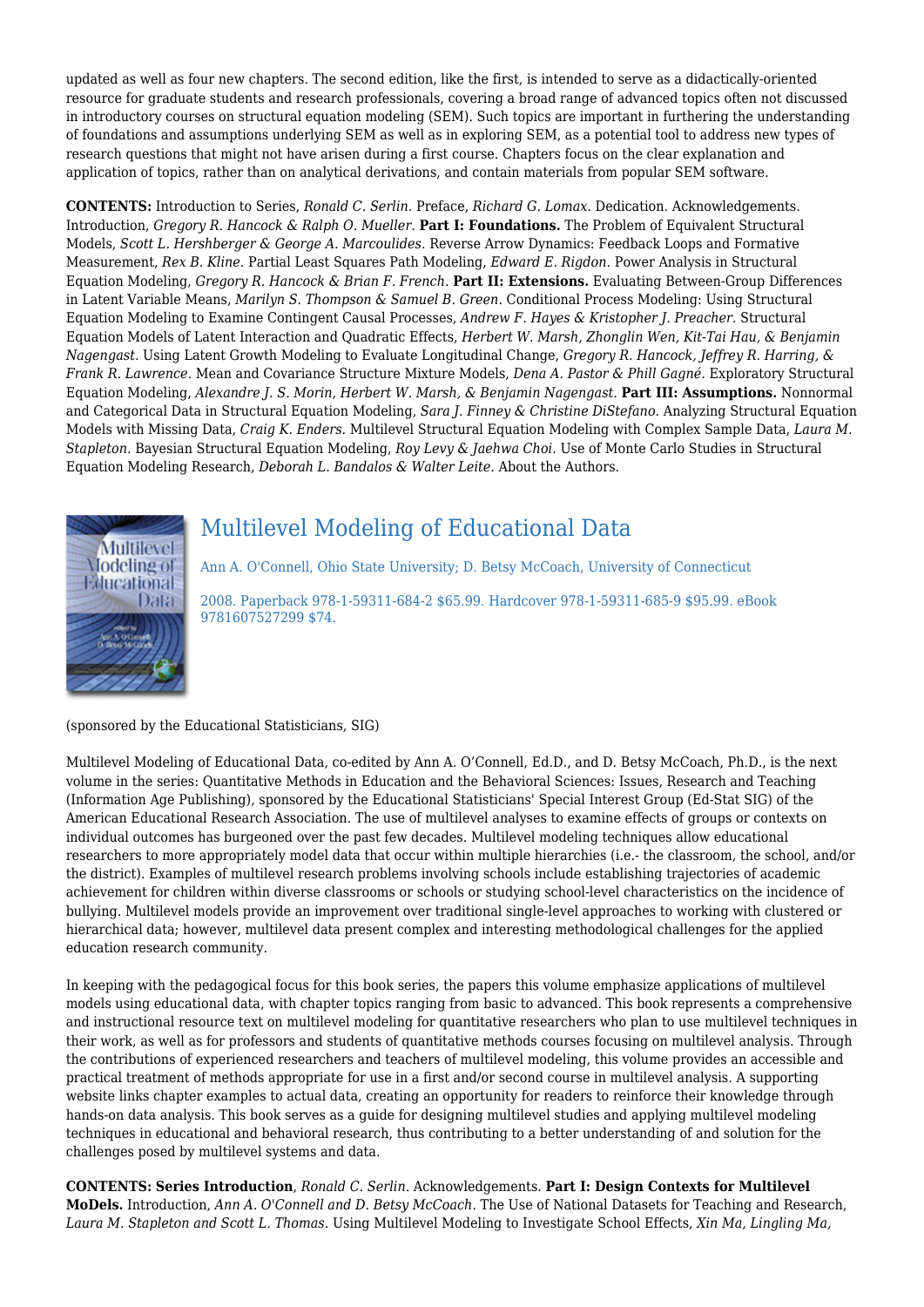updated as well as four new chapters. The second edition, like the first, is intended to serve as a didactically-oriented resource for graduate students and research professionals, covering a broad range of advanced topics often not discussed in introductory courses on structural equation modeling (SEM). Such topics are important in furthering the understanding of foundations and assumptions underlying SEM as well as in exploring SEM, as a potential tool to address new types of research questions that might not have arisen during a first course. Chapters focus on the clear explanation and application of topics, rather than on analytical derivations, and contain materials from popular SEM software.

**CONTENTS:** Introduction to Series, *Ronald C. Serlin.* Preface, *Richard G. Lomax.* Dedication. Acknowledgements. Introduction, *Gregory R. Hancock & Ralph O. Mueller.* **Part I: Foundations.** The Problem of Equivalent Structural Models, *Scott L. Hershberger & George A. Marcoulides.* Reverse Arrow Dynamics: Feedback Loops and Formative Measurement, *Rex B. Kline.* Partial Least Squares Path Modeling, *Edward E. Rigdon.* Power Analysis in Structural Equation Modeling, *Gregory R. Hancock & Brian F. French.* **Part II: Extensions.** Evaluating Between-Group Differences in Latent Variable Means, *Marilyn S. Thompson & Samuel B. Green.* Conditional Process Modeling: Using Structural Equation Modeling to Examine Contingent Causal Processes, *Andrew F. Hayes & Kristopher J. Preacher.* Structural Equation Models of Latent Interaction and Quadratic Effects, *Herbert W. Marsh, Zhonglin Wen, Kit-Tai Hau, & Benjamin Nagengast.* Using Latent Growth Modeling to Evaluate Longitudinal Change, *Gregory R. Hancock, Jeffrey R. Harring, & Frank R. Lawrence.* Mean and Covariance Structure Mixture Models, *Dena A. Pastor & Phill Gagné.* Exploratory Structural Equation Modeling, *Alexandre J. S. Morin, Herbert W. Marsh, & Benjamin Nagengast.* **Part III: Assumptions.** Nonnormal and Categorical Data in Structural Equation Modeling, *Sara J. Finney & Christine DiStefano.* Analyzing Structural Equation Models with Missing Data, *Craig K. Enders.* Multilevel Structural Equation Modeling with Complex Sample Data, *Laura M. Stapleton.* Bayesian Structural Equation Modeling, *Roy Levy & Jaehwa Choi.* Use of Monte Carlo Studies in Structural Equation Modeling Research, *Deborah L. Bandalos & Walter Leite.* About the Authors.

## Multilevel Modeling of Educational Data

Ann A. O'Connell, Ohio State University; D. Betsy McCoach, University of Connecticut

2008. Paperback 978-1-59311-684-2 $65.99. Hardcover 978-1-59311-685-9 $95.99. eBook 9781607527299 $74.

(sponsored by the Educational Statisticians, SIG)

Multilevel Modeling of Educational Data, co-edited by Ann A. O'Connell, Ed.D., and D. Betsy McCoach, Ph.D., is the next volume in the series: Quantitative Methods in Education and the Behavioral Sciences: Issues, Research and Teaching (Information Age Publishing), sponsored by the Educational Statisticians' Special Interest Group (Ed-Stat SIG) of the American Educational Research Association. The use of multilevel analyses to examine effects of groups or contexts on individual outcomes has burgeoned over the past few decades. Multilevel modeling techniques allow educational researchers to more appropriately model data that occur within multiple hierarchies (i.e.- the classroom, the school, and/or the district). Examples of multilevel research problems involving schools include establishing trajectories of academic achievement for children within diverse classrooms or schools or studying school-level characteristics on the incidence of bullying. Multilevel models provide an improvement over traditional single-level approaches to working with clustered or hierarchical data; however, multilevel data present complex and interesting methodological challenges for the applied education research community.

In keeping with the pedagogical focus for this book series, the papers this volume emphasize applications of multilevel models using educational data, with chapter topics ranging from basic to advanced. This book represents a comprehensive and instructional resource text on multilevel modeling for quantitative researchers who plan to use multilevel techniques in their work, as well as for professors and students of quantitative methods courses focusing on multilevel analysis. Through the contributions of experienced researchers and teachers of multilevel modeling, this volume provides an accessible and practical treatment of methods appropriate for use in a first and/or second course in multilevel analysis. A supporting website links chapter examples to actual data, creating an opportunity for readers to reinforce their knowledge through hands-on data analysis. This book serves as a guide for designing multilevel studies and applying multilevel modeling techniques in educational and behavioral research, thus contributing to a better understanding of and solution for the challenges posed by multilevel systems and data.

**CONTENTS: Series Introduction**, *Ronald C. Serlin*. Acknowledgements. **Part I: Design Contexts for Multilevel MoDels.** Introduction, *Ann A. O'Connell and D. Betsy McCoach*. The Use of National Datasets for Teaching and Research, *Laura M. Stapleton and Scott L. Thomas.* Using Multilevel Modeling to Investigate School Effects, *Xin Ma, Lingling Ma,*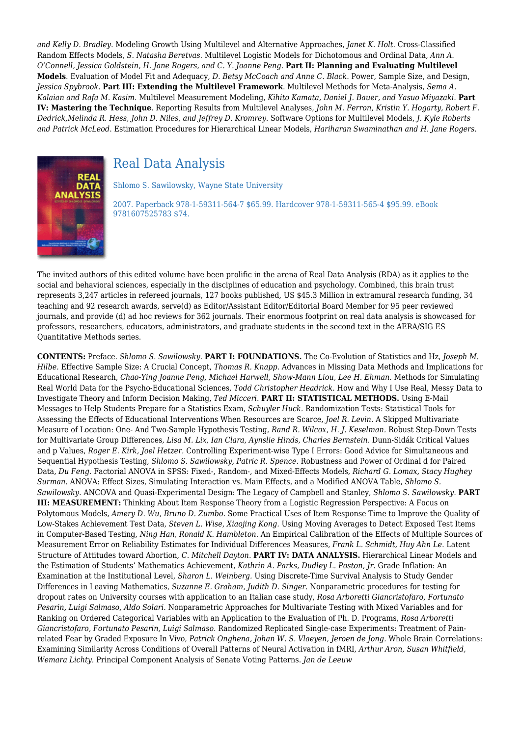*and Kelly D. Bradley.* Modeling Growth Using Multilevel and Alternative Approaches, *Janet K. Holt.* Cross-Classified Random Effects Models, *S. Natasha Beretvas.* Multilevel Logistic Models for Dichotomous and Ordinal Data, *Ann A. O'Connell, Jessica Goldstein, H. Jane Rogers, and C. Y. Joanne Peng.* **Part II: Planning and Evaluating Multilevel Models**. Evaluation of Model Fit and Adequacy, *D. Betsy McCoach and Anne C. Black.* Power, Sample Size, and Design, *Jessica Spybrook.* **Part III: Extending the Multilevel Framework**. Multilevel Methods for Meta-Analysis, *Sema A. Kalaian and Rafa M. Kasim.* Multilevel Measurement Modeling, *Kihito Kamata, Daniel J. Bauer, and Yasuo Miyazaki.* **Part IV: Mastering the Technique**. Reporting Results from Multilevel Analyses, *John M. Ferron, Kristin Y. Hogarty, Robert F. Dedrick,Melinda R. Hess, John D. Niles, and Jeffrey D. Kromrey.* Software Options for Multilevel Models, *J. Kyle Roberts and Patrick McLeod.* Estimation Procedures for Hierarchical Linear Models, *Hariharan Swaminathan and H. Jane Rogers.*

## Real Data Analysis

Shlomo S. Sawilowsky, Wayne State University

2007. Paperback 978-1-59311-564-7 $65.99. Hardcover 978-1-59311-565-4 $95.99. eBook 9781607525783 $74.

The invited authors of this edited volume have been prolific in the arena of Real Data Analysis (RDA) as it applies to the social and behavioral sciences, especially in the disciplines of education and psychology. Combined, this brain trust represents 3,247 articles in refereed journals, 127 books published, US $45.3 Million in extramural research funding, 34 teaching and 92 research awards, serve(d) as Editor/Assistant Editor/Editorial Board Member for 95 peer reviewed journals, and provide (d) ad hoc reviews for 362 journals. Their enormous footprint on real data analysis is showcased for professors, researchers, educators, administrators, and graduate students in the second text in the AERA/SIG ES Quantitative Methods series.

**CONTENTS:** Preface. *Shlomo S. Sawilowsky.* **PART I: FOUNDATIONS.** The Co-Evolution of Statistics and Hz, *Joseph M. Hilbe.* Effective Sample Size: A Crucial Concept, *Thomas R. Knapp.* Advances in Missing Data Methods and Implications for Educational Research, *Chao-Ying Joanne Peng, Michael Harwell, Show-Mann Liou, Lee H. Ehman.* Methods for Simulating Real World Data for the Psycho-Educational Sciences, *Todd Christopher Headrick.* How and Why I Use Real, Messy Data to Investigate Theory and Inform Decision Making, *Ted Micceri.* **PART II: STATISTICAL METHODS.** Using E-Mail Messages to Help Students Prepare for a Statistics Exam, *Schuyler Huck.* Randomization Tests: Statistical Tools for Assessing the Effects of Educational Interventions When Resources are Scarce, *Joel R. Levin.* A Skipped Multivariate Measure of Location: One- And Two-Sample Hypothesis Testing, *Rand R. Wilcox, H. J. Keselman.* Robust Step-Down Tests for Multivariate Group Differences, *Lisa M. Lix, Ian Clara, Aynslie Hinds, Charles Bernstein.* Dunn-Sidák Critical Values and p Values, *Roger E. Kirk, Joel Hetzer.* Controlling Experiment-wise Type I Errors: Good Advice for Simultaneous and Sequential Hypothesis Testing, *Shlomo S. Sawilowsky, Patric R. Spence.* Robustness and Power of Ordinal d for Paired Data, *Du Feng.* Factorial ANOVA in SPSS: Fixed-, Random-, and Mixed-Effects Models, *Richard G. Lomax, Stacy Hughey Surman.* ANOVA: Effect Sizes, Simulating Interaction vs. Main Effects, and a Modified ANOVA Table, *Shlomo S. Sawilowsky.* ANCOVA and Quasi-Experimental Design: The Legacy of Campbell and Stanley, *Shlomo S. Sawilowsky.* **PART III: MEASUREMENT:** Thinking About Item Response Theory from a Logistic Regression Perspective: A Focus on Polytomous Models, *Amery D. Wu, Bruno D. Zumbo.* Some Practical Uses of Item Response Time to Improve the Quality of Low-Stakes Achievement Test Data, *Steven L. Wise, Xiaojing Kong.* Using Moving Averages to Detect Exposed Test Items in Computer-Based Testing, *Ning Han, Ronald K. Hambleton.* An Empirical Calibration of the Effects of Multiple Sources of Measurement Error on Reliability Estimates for Individual Differences Measures, *Frank L. Schmidt, Huy Ahn Le.* Latent Structure of Attitudes toward Abortion, *C. Mitchell Dayton.* **PART IV: DATA ANALYSIS.** Hierarchical Linear Models and the Estimation of Students' Mathematics Achievement, *Kathrin A. Parks, Dudley L. Poston, Jr.* Grade Inflation: An Examination at the Institutional Level, *Sharon L. Weinberg.* Using Discrete-Time Survival Analysis to Study Gender Differences in Leaving Mathematics, *Suzanne E. Graham, Judith D. Singer.* Nonparametric procedures for testing for dropout rates on University courses with application to an Italian case study, *Rosa Arboretti Giancristofaro, Fortunato Pesarin, Luigi Salmaso, Aldo Solari.* Nonparametric Approaches for Multivariate Testing with Mixed Variables and for Ranking on Ordered Categorical Variables with an Application to the Evaluation of Ph. D. Programs, *Rosa Arboretti Giancristofaro, Fortunato Pesarin, Luigi Salmaso.* Randomized Replicated Single-case Experiments: Treatment of Pain-related Fear by Graded Exposure In Vivo, *Patrick Onghena, Johan W. S. Vlaeyen, Jeroen de Jong.* Whole Brain Correlations: Examining Similarity Across Conditions of Overall Patterns of Neural Activation in fMRI, *Arthur Aron, Susan Whitfield, Wemara Lichty.* Principal Component Analysis of Senate Voting Patterns. *Jan de Leeuw*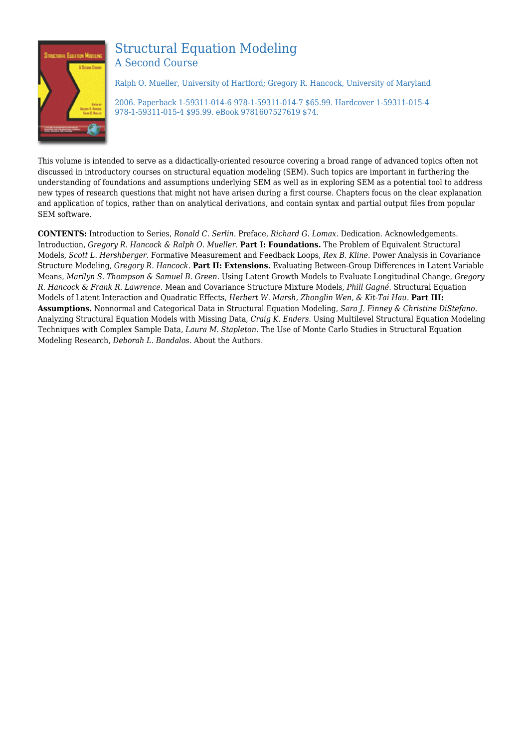# Structural Equation Modeling
## A Second Course

Ralph O. Mueller, University of Hartford; Gregory R. Hancock, University of Maryland

2006. Paperback 1-59311-014-6 978-1-59311-014-7 $65.99. Hardcover 1-59311-015-4 978-1-59311-015-4 $95.99. eBook 9781607527619 $74.

This volume is intended to serve as a didactically-oriented resource covering a broad range of advanced topics often not discussed in introductory courses on structural equation modeling (SEM). Such topics are important in furthering the understanding of foundations and assumptions underlying SEM as well as in exploring SEM as a potential tool to address new types of research questions that might not have arisen during a first course. Chapters focus on the clear explanation and application of topics, rather than on analytical derivations, and contain syntax and partial output files from popular SEM software.

**CONTENTS:** Introduction to Series, *Ronald C. Serlin.* Preface, *Richard G. Lomax.* Dedication. Acknowledgements. Introduction, *Gregory R. Hancock & Ralph O. Mueller.* **Part I: Foundations.** The Problem of Equivalent Structural Models, *Scott L. Hershberger.* Formative Measurement and Feedback Loops, *Rex B. Kline.* Power Analysis in Covariance Structure Modeling, *Gregory R. Hancock.* **Part II: Extensions.** Evaluating Between-Group Differences in Latent Variable Means, *Marilyn S. Thompson & Samuel B. Green.* Using Latent Growth Models to Evaluate Longitudinal Change, *Gregory R. Hancock & Frank R. Lawrence.* Mean and Covariance Structure Mixture Models, *Phill Gagné.* Structural Equation Models of Latent Interaction and Quadratic Effects, *Herbert W. Marsh, Zhonglin Wen, & Kit-Tai Hau.* **Part III: Assumptions.** Nonnormal and Categorical Data in Structural Equation Modeling, *Sara J. Finney & Christine DiStefano.* Analyzing Structural Equation Models with Missing Data, *Craig K. Enders.* Using Multilevel Structural Equation Modeling Techniques with Complex Sample Data, *Laura M. Stapleton.* The Use of Monte Carlo Studies in Structural Equation Modeling Research, *Deborah L. Bandalos.* About the Authors.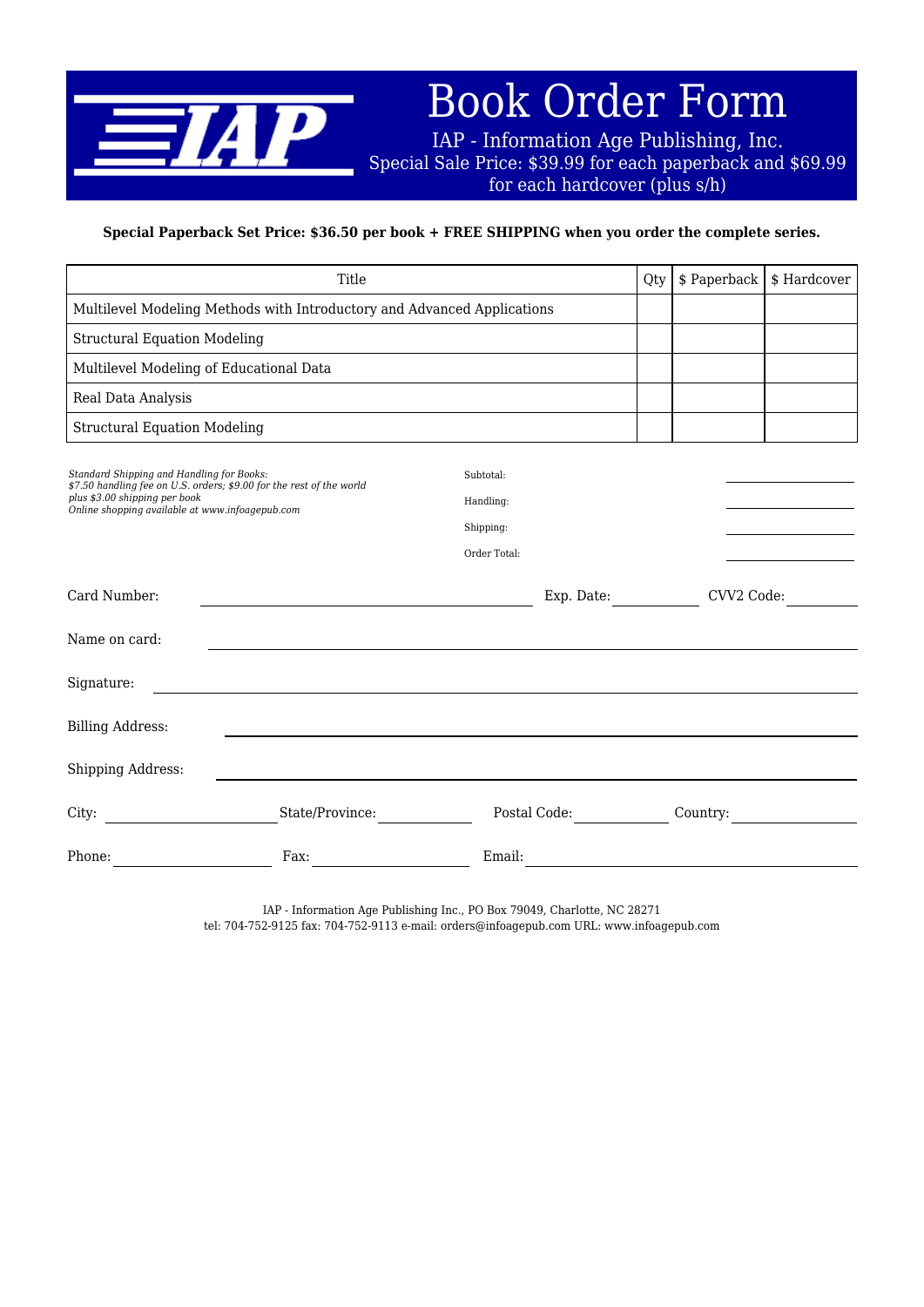# Book Order Form

IAP - Information Age Publishing, Inc.
Special Sale Price: $39.99 for each paperback and $69.99 for each hardcover (plus s/h)

**Special Paperback Set Price: $36.50 per book + FREE SHIPPING when you order the complete series.**

| Title | Qty | $ Paperback | $ Hardcover |
|---|---|---|---|
| Multilevel Modeling Methods with Introductory and Advanced Applications | | | |
| Structural Equation Modeling | | | |
| Multilevel Modeling of Educational Data | | | |
| Real Data Analysis | | | |
| Structural Equation Modeling | | | |

*Standard Shipping and Handling for Books:*
*$7.50 handling fee on U.S. orders; $9.00 for the rest of the world*
*plus $3.00 shipping per book*
*Online shopping available at www.infoagepub.com*

Subtotal: ____________

Handling: ____________

Shipping: ____________

Order Total: ____________

Card Number: ____________ Exp. Date: ____________ CVV2 Code: ____________

Name on card: ____________

Signature: ____________

Billing Address: ____________

Shipping Address: ____________

City: ____________ State/Province: ____________ Postal Code: ____________ Country: ____________

Phone: ____________ Fax: ____________ Email: ____________

IAP - Information Age Publishing Inc., PO Box 79049, Charlotte, NC 28271
tel: 704-752-9125 fax: 704-752-9113 e-mail: orders@infoagepub.com URL: www.infoagepub.com